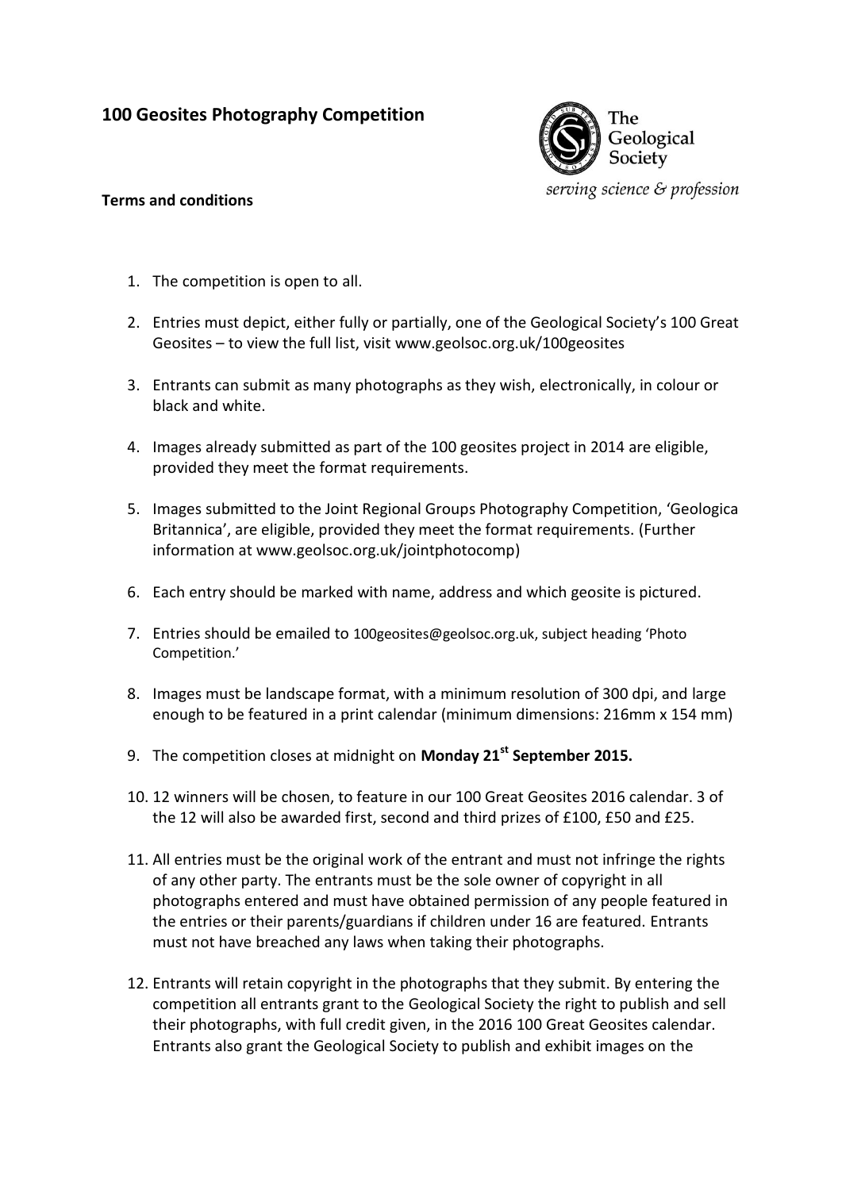# 100 Geosites Photography Competition

The Geological Society

*serving science & profession*

**Terms and conditions**

1. The competition is open to all.
2. Entries must depict, either fully or partially, one of the Geological Society's 100 Great Geosites – to view the full list, visit www.geolsoc.org.uk/100geosites
3. Entrants can submit as many photographs as they wish, electronically, in colour or black and white.
4. Images already submitted as part of the 100 geosites project in 2014 are eligible, provided they meet the format requirements.
5. Images submitted to the Joint Regional Groups Photography Competition, 'Geologica Britannica', are eligible, provided they meet the format requirements. (Further information at www.geolsoc.org.uk/jointphotocomp)
6. Each entry should be marked with name, address and which geosite is pictured.
7. Entries should be emailed to 100geosites@geolsoc.org.uk, subject heading 'Photo Competition.'
8. Images must be landscape format, with a minimum resolution of 300 dpi, and large enough to be featured in a print calendar (minimum dimensions: 216mm x 154 mm)
9. The competition closes at midnight on **Monday 21st September 2015.**
10. 12 winners will be chosen, to feature in our 100 Great Geosites 2016 calendar. 3 of the 12 will also be awarded first, second and third prizes of £100, £50 and £25.
11. All entries must be the original work of the entrant and must not infringe the rights of any other party. The entrants must be the sole owner of copyright in all photographs entered and must have obtained permission of any people featured in the entries or their parents/guardians if children under 16 are featured. Entrants must not have breached any laws when taking their photographs.
12. Entrants will retain copyright in the photographs that they submit. By entering the competition all entrants grant to the Geological Society the right to publish and sell their photographs, with full credit given, in the 2016 100 Great Geosites calendar. Entrants also grant the Geological Society to publish and exhibit images on the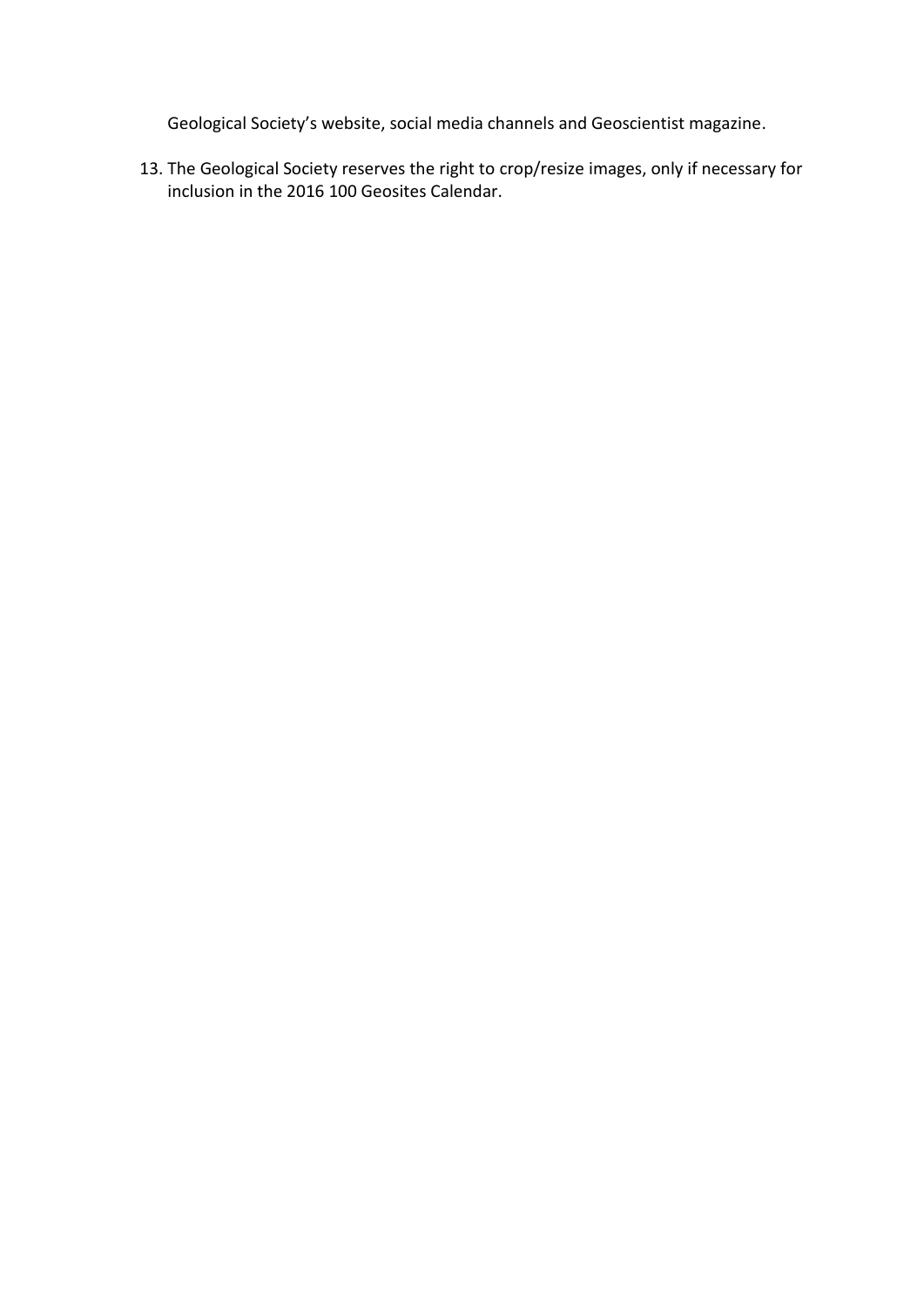Geological Society's website, social media channels and Geoscientist magazine.

13. The Geological Society reserves the right to crop/resize images, only if necessary for inclusion in the 2016 100 Geosites Calendar.